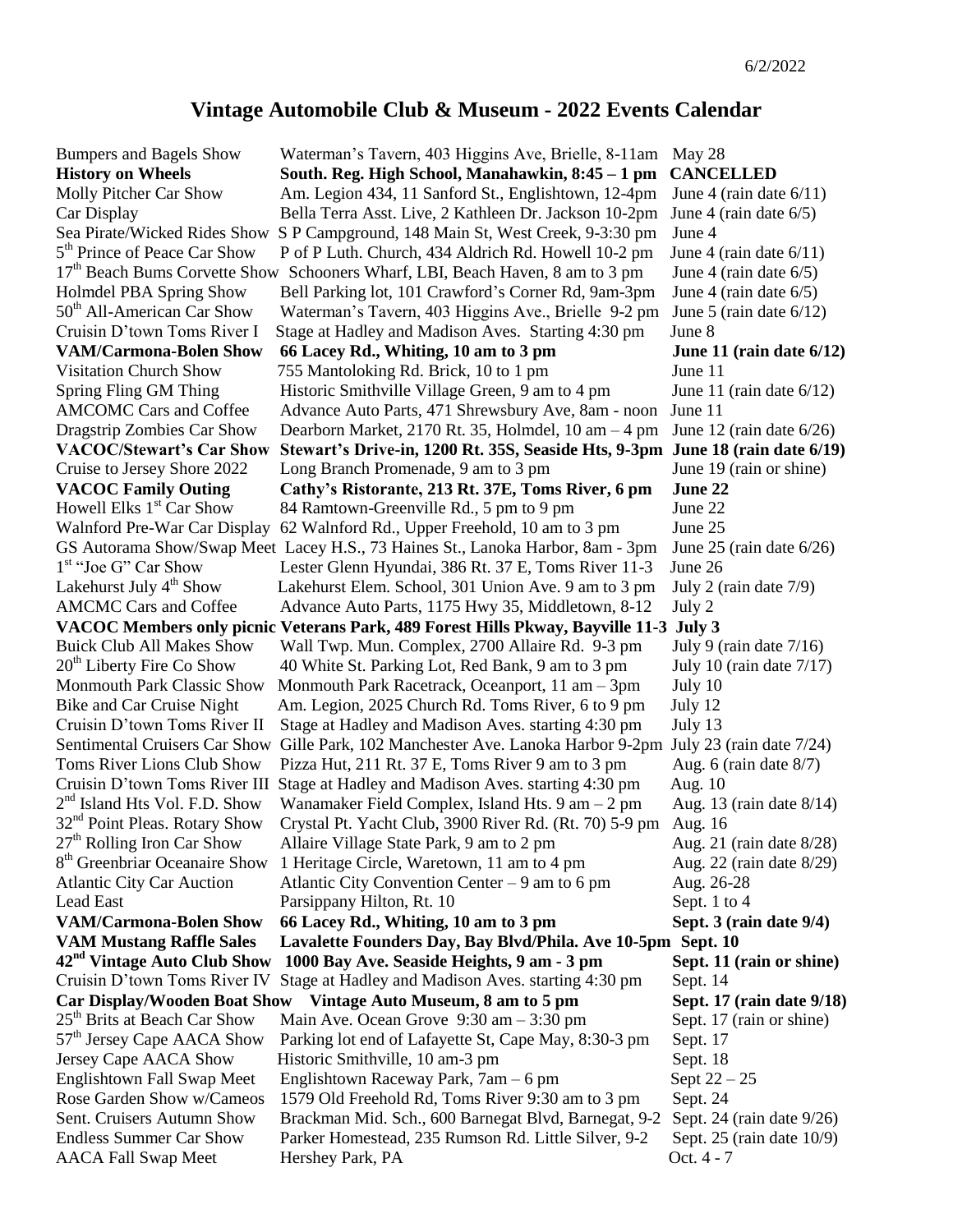6/2/2022

# Vintage Automobile Club & Museum - 2022 Events Calendar

| Event | Location / Time | Date |
|---|---|---|
| Bumpers and Bagels Show | Waterman's Tavern, 403 Higgins Ave, Brielle, 8-11am | May 28 |
| **History on Wheels** | **South. Reg. High School, Manahawkin, 8:45 – 1 pm** | **CANCELLED** |
| Molly Pitcher Car Show | Am. Legion 434, 11 Sanford St., Englishtown, 12-4pm | June 4 (rain date 6/11) |
| Car Display | Bella Terra Asst. Live, 2 Kathleen Dr. Jackson 10-2pm | June 4 (rain date 6/5) |
| Sea Pirate/Wicked Rides Show | S P Campground, 148 Main St, West Creek, 9-3:30 pm | June 4 |
| 5th Prince of Peace Car Show | P of P Luth. Church, 434 Aldrich Rd. Howell 10-2 pm | June 4 (rain date 6/11) |
| 17th Beach Bums Corvette Show | Schooners Wharf, LBI, Beach Haven, 8 am to 3 pm | June 4 (rain date 6/5) |
| Holmdel PBA Spring Show | Bell Parking lot, 101 Crawford's Corner Rd, 9am-3pm | June 4 (rain date 6/5) |
| 50th All-American Car Show | Waterman's Tavern, 403 Higgins Ave., Brielle 9-2 pm | June 5 (rain date 6/12) |
| Cruisin D'town Toms River I | Stage at Hadley and Madison Aves. Starting 4:30 pm | June 8 |
| **VAM/Carmona-Bolen Show** | **66 Lacey Rd., Whiting, 10 am to 3 pm** | **June 11 (rain date 6/12)** |
| Visitation Church Show | 755 Mantoloking Rd. Brick, 10 to 1 pm | June 11 |
| Spring Fling GM Thing | Historic Smithville Village Green, 9 am to 4 pm | June 11 (rain date 6/12) |
| AMCOMC Cars and Coffee | Advance Auto Parts, 471 Shrewsbury Ave, 8am - noon | June 11 |
| Dragstrip Zombies Car Show | Dearborn Market, 2170 Rt. 35, Holmdel, 10 am – 4 pm | June 12 (rain date 6/26) |
| **VACOC/Stewart's Car Show** | **Stewart's Drive-in, 1200 Rt. 35S, Seaside Hts, 9-3pm** | **June 18 (rain date 6/19)** |
| Cruise to Jersey Shore 2022 | Long Branch Promenade, 9 am to 3 pm | June 19 (rain or shine) |
| **VACOC Family Outing** | **Cathy's Ristorante, 213 Rt. 37E, Toms River, 6 pm** | **June 22** |
| Howell Elks 1st Car Show | 84 Ramtown-Greenville Rd., 5 pm to 9 pm | June 22 |
| Walnford Pre-War Car Display | 62 Walnford Rd., Upper Freehold, 10 am to 3 pm | June 25 |
| GS Autorama Show/Swap Meet | Lacey H.S., 73 Haines St., Lanoka Harbor, 8am - 3pm | June 25 (rain date 6/26) |
| 1st "Joe G" Car Show | Lester Glenn Hyundai, 386 Rt. 37 E, Toms River 11-3 | June 26 |
| Lakehurst July 4th Show | Lakehurst Elem. School, 301 Union Ave. 9 am to 3 pm | July 2 (rain date 7/9) |
| AMCMC Cars and Coffee | Advance Auto Parts, 1175 Hwy 35, Middletown, 8-12 | July 2 |
| **VACOC Members only picnic** | **Veterans Park, 489 Forest Hills Pkway, Bayville 11-3** | **July 3** |
| Buick Club All Makes Show | Wall Twp. Mun. Complex, 2700 Allaire Rd. 9-3 pm | July 9 (rain date 7/16) |
| 20th Liberty Fire Co Show | 40 White St. Parking Lot, Red Bank, 9 am to 3 pm | July 10 (rain date 7/17) |
| Monmouth Park Classic Show | Monmouth Park Racetrack, Oceanport, 11 am – 3pm | July 10 |
| Bike and Car Cruise Night | Am. Legion, 2025 Church Rd. Toms River, 6 to 9 pm | July 12 |
| Cruisin D'town Toms River II | Stage at Hadley and Madison Aves. starting 4:30 pm | July 13 |
| Sentimental Cruisers Car Show | Gille Park, 102 Manchester Ave. Lanoka Harbor 9-2pm | July 23 (rain date 7/24) |
| Toms River Lions Club Show | Pizza Hut, 211 Rt. 37 E, Toms River 9 am to 3 pm | Aug. 6 (rain date 8/7) |
| Cruisin D'town Toms River III | Stage at Hadley and Madison Aves. starting 4:30 pm | Aug. 10 |
| 2nd Island Hts Vol. F.D. Show | Wanamaker Field Complex, Island Hts. 9 am – 2 pm | Aug. 13 (rain date 8/14) |
| 32nd Point Pleas. Rotary Show | Crystal Pt. Yacht Club, 3900 River Rd. (Rt. 70) 5-9 pm | Aug. 16 |
| 27th Rolling Iron Car Show | Allaire Village State Park, 9 am to 2 pm | Aug. 21 (rain date 8/28) |
| 8th Greenbriar Oceanaire Show | 1 Heritage Circle, Waretown, 11 am to 4 pm | Aug. 22 (rain date 8/29) |
| Atlantic City Car Auction | Atlantic City Convention Center – 9 am to 6 pm | Aug. 26-28 |
| Lead East | Parsippany Hilton, Rt. 10 | Sept. 1 to 4 |
| **VAM/Carmona-Bolen Show** | **66 Lacey Rd., Whiting, 10 am to 3 pm** | **Sept. 3 (rain date 9/4)** |
| **VAM Mustang Raffle Sales** | **Lavalette Founders Day, Bay Blvd/Phila. Ave 10-5pm** | **Sept. 10** |
| **42nd Vintage Auto Club Show** | **1000 Bay Ave. Seaside Heights, 9 am - 3 pm** | **Sept. 11 (rain or shine)** |
| Cruisin D'town Toms River IV | Stage at Hadley and Madison Aves. starting 4:30 pm | Sept. 14 |
| **Car Display/Wooden Boat Show** | **Vintage Auto Museum, 8 am to 5 pm** | **Sept. 17 (rain date 9/18)** |
| 25th Brits at Beach Car Show | Main Ave. Ocean Grove 9:30 am – 3:30 pm | Sept. 17 (rain or shine) |
| 57th Jersey Cape AACA Show | Parking lot end of Lafayette St, Cape May, 8:30-3 pm | Sept. 17 |
| Jersey Cape AACA Show | Historic Smithville, 10 am-3 pm | Sept. 18 |
| Englishtown Fall Swap Meet | Englishtown Raceway Park, 7am – 6 pm | Sept 22 – 25 |
| Rose Garden Show w/Cameos | 1579 Old Freehold Rd, Toms River 9:30 am to 3 pm | Sept. 24 |
| Sent. Cruisers Autumn Show | Brackman Mid. Sch., 600 Barnegat Blvd, Barnegat, 9-2 | Sept. 24 (rain date 9/26) |
| Endless Summer Car Show | Parker Homestead, 235 Rumson Rd. Little Silver, 9-2 | Sept. 25 (rain date 10/9) |
| AACA Fall Swap Meet | Hershey Park, PA | Oct. 4 - 7 |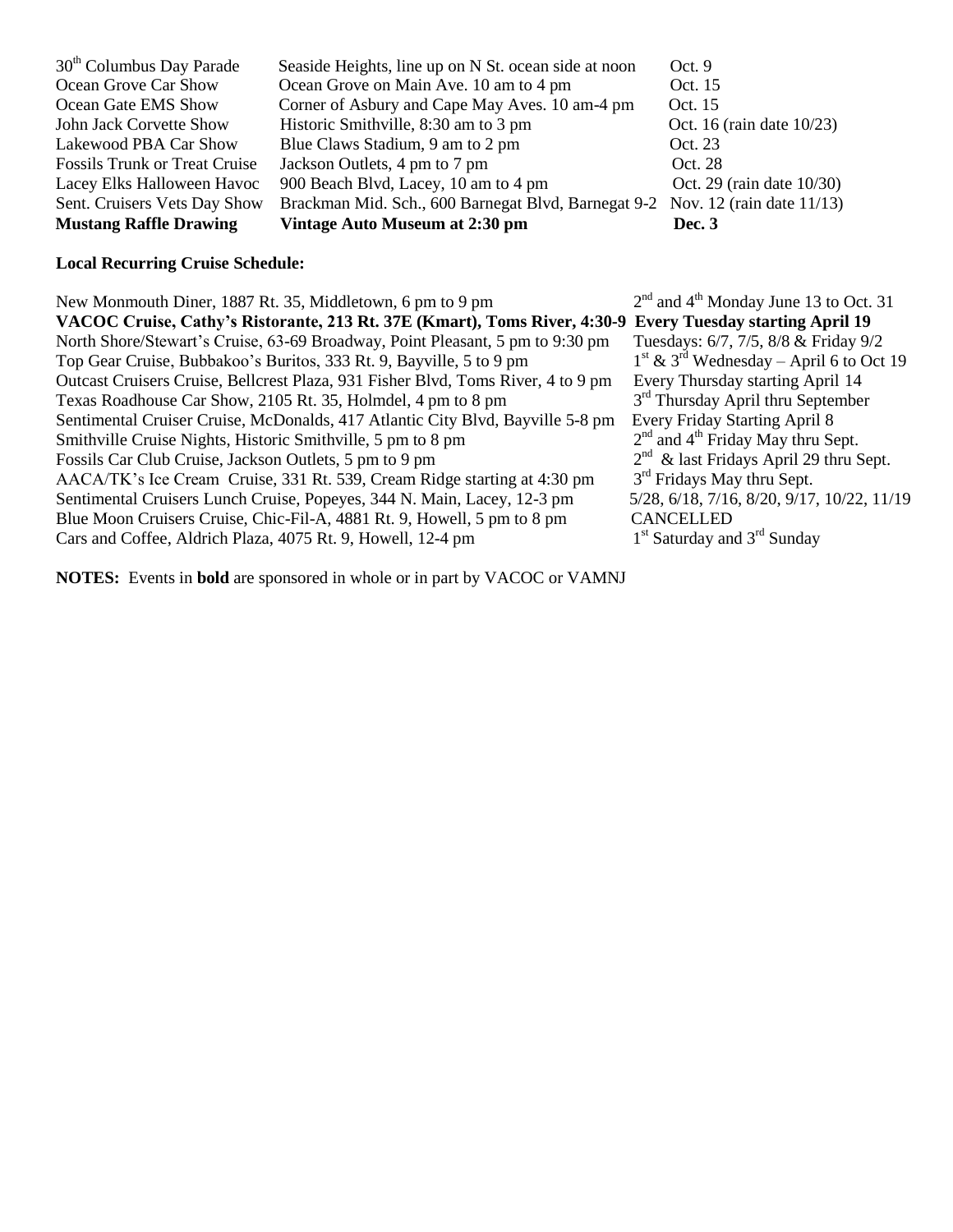| | | |
|---|---|---|
| 30th Columbus Day Parade | Seaside Heights, line up on N St. ocean side at noon | Oct. 9 |
| Ocean Grove Car Show | Ocean Grove on Main Ave. 10 am to 4 pm | Oct. 15 |
| Ocean Gate EMS Show | Corner of Asbury and Cape May Aves. 10 am-4 pm | Oct. 15 |
| John Jack Corvette Show | Historic Smithville, 8:30 am to 3 pm | Oct. 16 (rain date 10/23) |
| Lakewood PBA Car Show | Blue Claws Stadium, 9 am to 2 pm | Oct. 23 |
| Fossils Trunk or Treat Cruise | Jackson Outlets, 4 pm to 7 pm | Oct. 28 |
| Lacey Elks Halloween Havoc | 900 Beach Blvd, Lacey, 10 am to 4 pm | Oct. 29 (rain date 10/30) |
| Sent. Cruisers Vets Day Show | Brackman Mid. Sch., 600 Barnegat Blvd, Barnegat 9-2 | Nov. 12 (rain date 11/13) |
| **Mustang Raffle Drawing** | **Vintage Auto Museum at 2:30 pm** | **Dec. 3** |

**Local Recurring Cruise Schedule:**

| | |
|---|---|
| New Monmouth Diner, 1887 Rt. 35, Middletown, 6 pm to 9 pm | 2nd and 4th Monday June 13 to Oct. 31 |
| **VACOC Cruise, Cathy's Ristorante, 213 Rt. 37E (Kmart), Toms River, 4:30-9** | **Every Tuesday starting April 19** |
| North Shore/Stewart's Cruise, 63-69 Broadway, Point Pleasant, 5 pm to 9:30 pm | Tuesdays: 6/7, 7/5, 8/8 & Friday 9/2 |
| Top Gear Cruise, Bubbakoo's Buritos, 333 Rt. 9, Bayville, 5 to 9 pm | 1st & 3rd Wednesday – April 6 to Oct 19 |
| Outcast Cruisers Cruise, Bellcrest Plaza, 931 Fisher Blvd, Toms River, 4 to 9 pm | Every Thursday starting April 14 |
| Texas Roadhouse Car Show, 2105 Rt. 35, Holmdel, 4 pm to 8 pm | 3rd Thursday April thru September |
| Sentimental Cruiser Cruise, McDonalds, 417 Atlantic City Blvd, Bayville 5-8 pm | Every Friday Starting April 8 |
| Smithville Cruise Nights, Historic Smithville, 5 pm to 8 pm | 2nd and 4th Friday May thru Sept. |
| Fossils Car Club Cruise, Jackson Outlets, 5 pm to 9 pm | 2nd & last Fridays April 29 thru Sept. |
| AACA/TK's Ice Cream Cruise, 331 Rt. 539, Cream Ridge starting at 4:30 pm | 3rd Fridays May thru Sept. |
| Sentimental Cruisers Lunch Cruise, Popeyes, 344 N. Main, Lacey, 12-3 pm | 5/28, 6/18, 7/16, 8/20, 9/17, 10/22, 11/19 |
| Blue Moon Cruisers Cruise, Chic-Fil-A, 4881 Rt. 9, Howell, 5 pm to 8 pm | CANCELLED |
| Cars and Coffee, Aldrich Plaza, 4075 Rt. 9, Howell, 12-4 pm | 1st Saturday and 3rd Sunday |

**NOTES:** Events in **bold** are sponsored in whole or in part by VACOC or VAMNJ